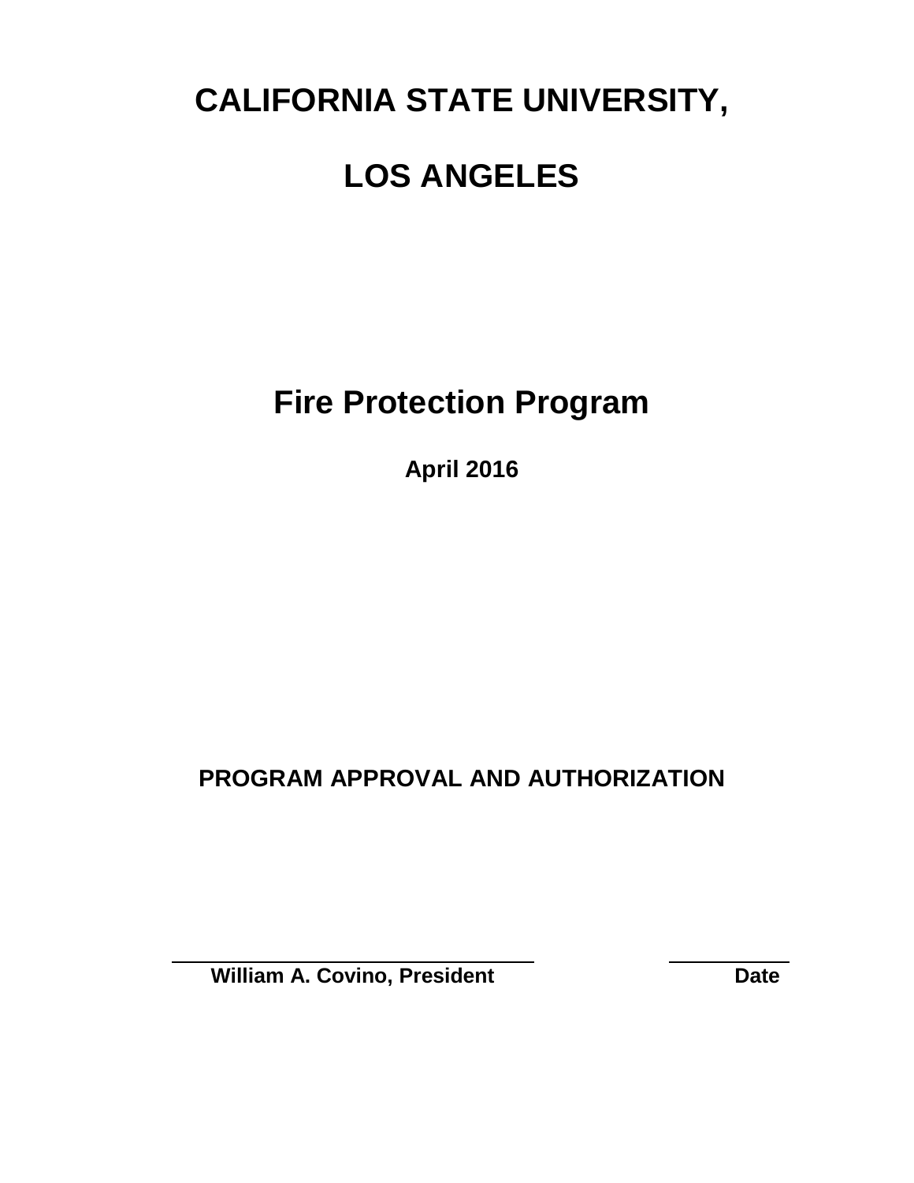# CALIFORNIA STATE UNIVERSITY,

# LOS ANGELES

# Fire Protection Program

**April 2016**

## PROGRAM APPROVAL AND AUTHORIZATION

| ______________________________ | ____________ |
|---|---|
| **William A. Covino, President** | **Date** |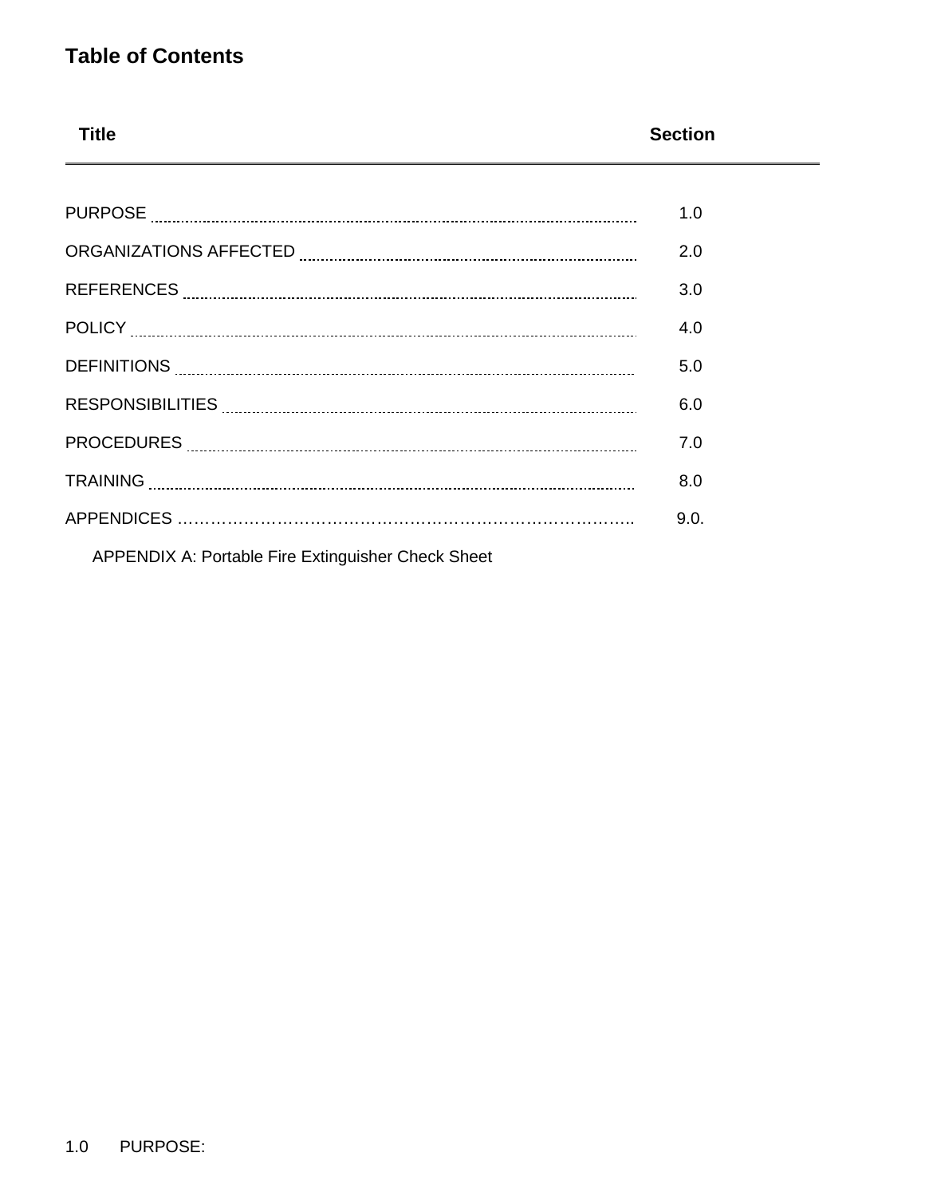## Table of Contents

| Title | Section |
|---|---|
| PURPOSE | 1.0 |
| ORGANIZATIONS AFFECTED | 2.0 |
| REFERENCES | 3.0 |
| POLICY | 4.0 |
| DEFINITIONS | 5.0 |
| RESPONSIBILITIES | 6.0 |
| PROCEDURES | 7.0 |
| TRAINING | 8.0 |
| APPENDICES | 9.0. |
| APPENDIX A: Portable Fire Extinguisher Check Sheet | |

## 1.0 PURPOSE: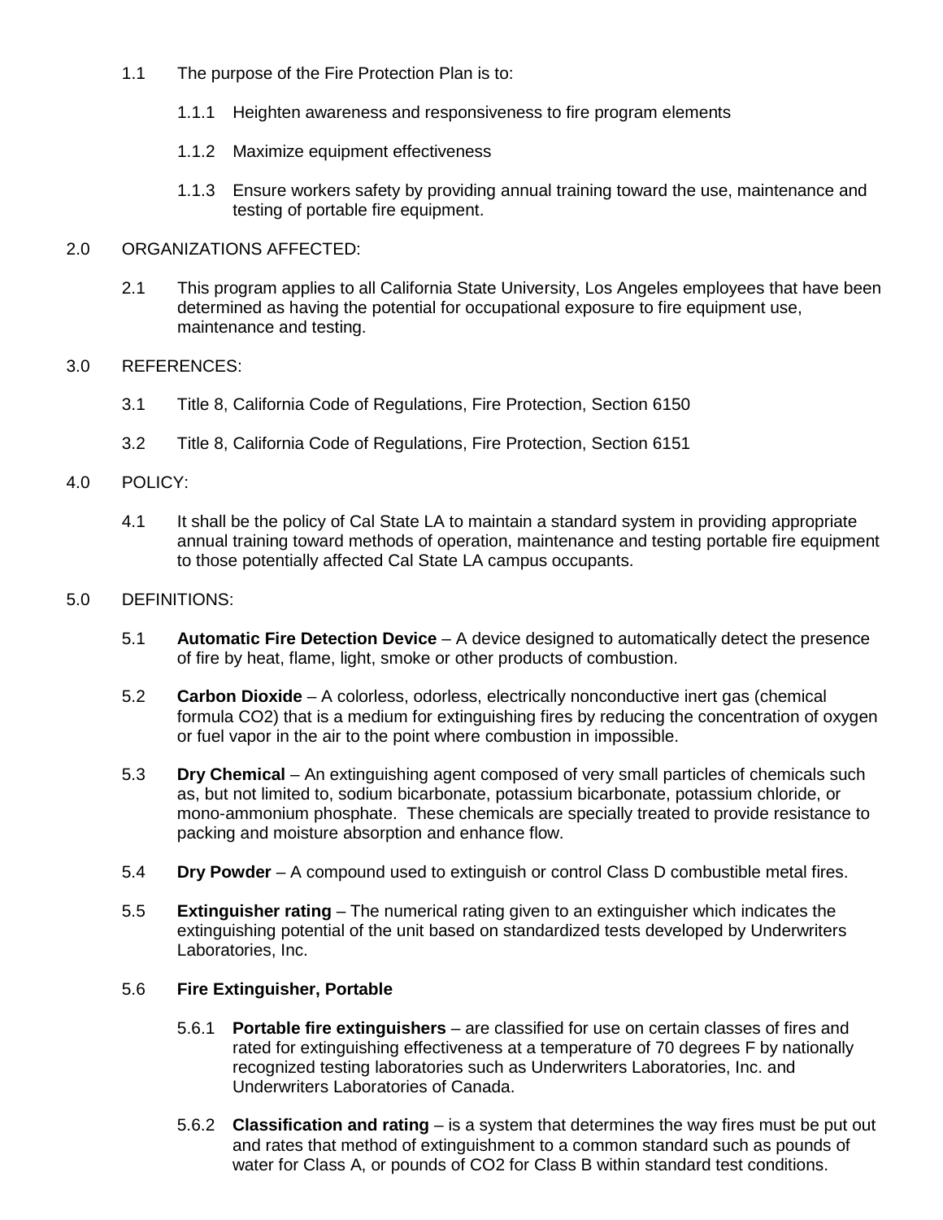1.1 The purpose of the Fire Protection Plan is to:

1.1.1 Heighten awareness and responsiveness to fire program elements

1.1.2 Maximize equipment effectiveness

1.1.3 Ensure workers safety by providing annual training toward the use, maintenance and testing of portable fire equipment.

## 2.0 ORGANIZATIONS AFFECTED:

2.1 This program applies to all California State University, Los Angeles employees that have been determined as having the potential for occupational exposure to fire equipment use, maintenance and testing.

## 3.0 REFERENCES:

3.1 Title 8, California Code of Regulations, Fire Protection, Section 6150

3.2 Title 8, California Code of Regulations, Fire Protection, Section 6151

## 4.0 POLICY:

4.1 It shall be the policy of Cal State LA to maintain a standard system in providing appropriate annual training toward methods of operation, maintenance and testing portable fire equipment to those potentially affected Cal State LA campus occupants.

## 5.0 DEFINITIONS:

5.1 **Automatic Fire Detection Device** – A device designed to automatically detect the presence of fire by heat, flame, light, smoke or other products of combustion.

5.2 **Carbon Dioxide** – A colorless, odorless, electrically nonconductive inert gas (chemical formula $CO_2$) that is a medium for extinguishing fires by reducing the concentration of oxygen or fuel vapor in the air to the point where combustion in impossible.

5.3 **Dry Chemical** – An extinguishing agent composed of very small particles of chemicals such as, but not limited to, sodium bicarbonate, potassium bicarbonate, potassium chloride, or mono-ammonium phosphate. These chemicals are specially treated to provide resistance to packing and moisture absorption and enhance flow.

5.4 **Dry Powder** – A compound used to extinguish or control Class D combustible metal fires.

5.5 **Extinguisher rating** – The numerical rating given to an extinguisher which indicates the extinguishing potential of the unit based on standardized tests developed by Underwriters Laboratories, Inc.

5.6 **Fire Extinguisher, Portable**

5.6.1 **Portable fire extinguishers** – are classified for use on certain classes of fires and rated for extinguishing effectiveness at a temperature of 70 degrees F by nationally recognized testing laboratories such as Underwriters Laboratories, Inc. and Underwriters Laboratories of Canada.

5.6.2 **Classification and rating** – is a system that determines the way fires must be put out and rates that method of extinguishment to a common standard such as pounds of water for Class A, or pounds of $CO_2$ for Class B within standard test conditions.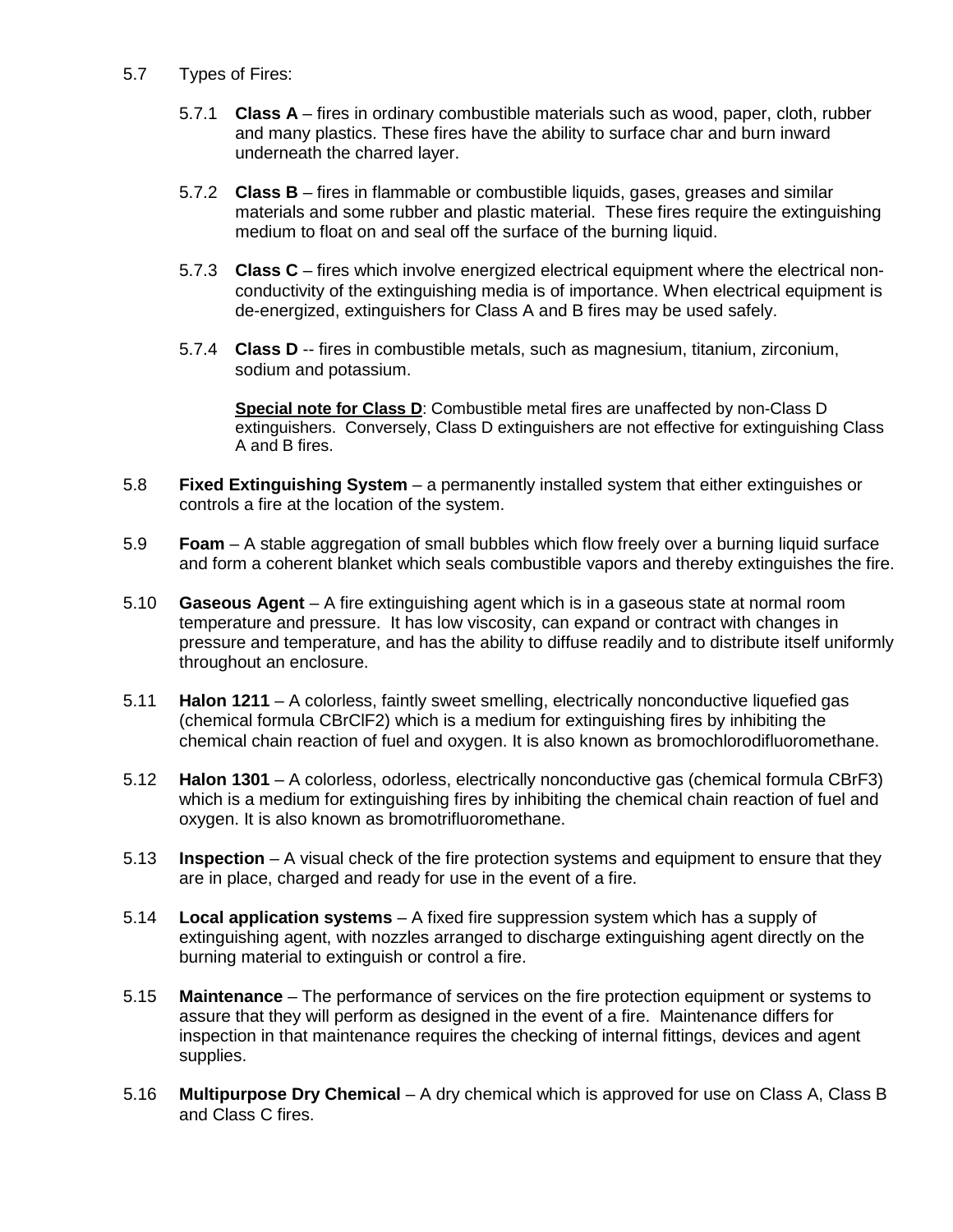5.7 Types of Fires:

5.7.1 **Class A** – fires in ordinary combustible materials such as wood, paper, cloth, rubber and many plastics. These fires have the ability to surface char and burn inward underneath the charred layer.

5.7.2 **Class B** – fires in flammable or combustible liquids, gases, greases and similar materials and some rubber and plastic material. These fires require the extinguishing medium to float on and seal off the surface of the burning liquid.

5.7.3 **Class C** – fires which involve energized electrical equipment where the electrical non-conductivity of the extinguishing media is of importance. When electrical equipment is de-energized, extinguishers for Class A and B fires may be used safely.

5.7.4 **Class D** -- fires in combustible metals, such as magnesium, titanium, zirconium, sodium and potassium.

**Special note for Class D**: Combustible metal fires are unaffected by non-Class D extinguishers. Conversely, Class D extinguishers are not effective for extinguishing Class A and B fires.

5.8 **Fixed Extinguishing System** – a permanently installed system that either extinguishes or controls a fire at the location of the system.

5.9 **Foam** – A stable aggregation of small bubbles which flow freely over a burning liquid surface and form a coherent blanket which seals combustible vapors and thereby extinguishes the fire.

5.10 **Gaseous Agent** – A fire extinguishing agent which is in a gaseous state at normal room temperature and pressure. It has low viscosity, can expand or contract with changes in pressure and temperature, and has the ability to diffuse readily and to distribute itself uniformly throughout an enclosure.

5.11 **Halon 1211** – A colorless, faintly sweet smelling, electrically nonconductive liquefied gas (chemical formula $CBrClF_2$) which is a medium for extinguishing fires by inhibiting the chemical chain reaction of fuel and oxygen. It is also known as bromochlorodifluoromethane.

5.12 **Halon 1301** – A colorless, odorless, electrically nonconductive gas (chemical formula $CBrF_3$) which is a medium for extinguishing fires by inhibiting the chemical chain reaction of fuel and oxygen. It is also known as bromotrifluoromethane.

5.13 **Inspection** – A visual check of the fire protection systems and equipment to ensure that they are in place, charged and ready for use in the event of a fire.

5.14 **Local application systems** – A fixed fire suppression system which has a supply of extinguishing agent, with nozzles arranged to discharge extinguishing agent directly on the burning material to extinguish or control a fire.

5.15 **Maintenance** – The performance of services on the fire protection equipment or systems to assure that they will perform as designed in the event of a fire. Maintenance differs for inspection in that maintenance requires the checking of internal fittings, devices and agent supplies.

5.16 **Multipurpose Dry Chemical** – A dry chemical which is approved for use on Class A, Class B and Class C fires.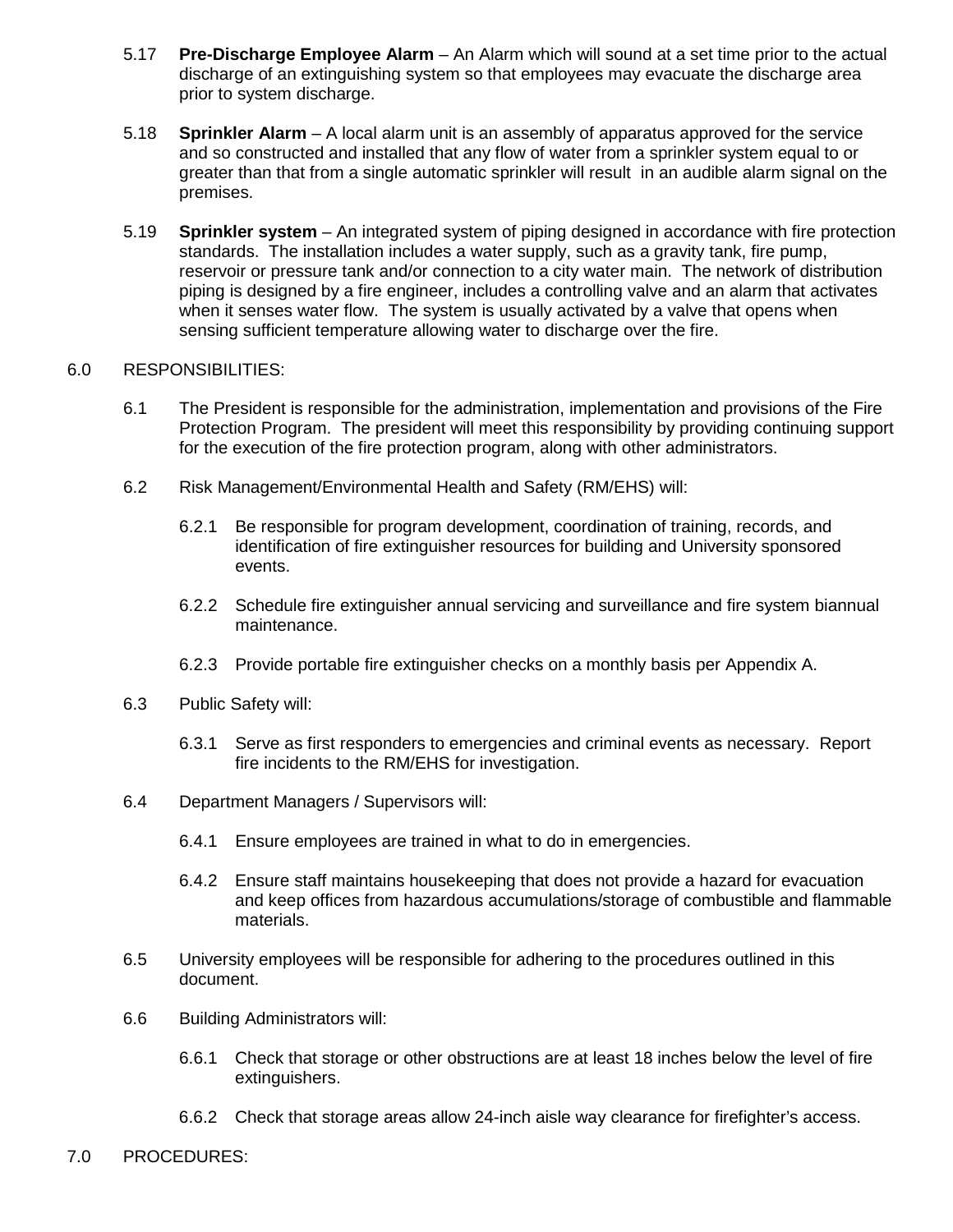5.17 **Pre-Discharge Employee Alarm** – An Alarm which will sound at a set time prior to the actual discharge of an extinguishing system so that employees may evacuate the discharge area prior to system discharge.

5.18 **Sprinkler Alarm** – A local alarm unit is an assembly of apparatus approved for the service and so constructed and installed that any flow of water from a sprinkler system equal to or greater than that from a single automatic sprinkler will result in an audible alarm signal on the premises.

5.19 **Sprinkler system** – An integrated system of piping designed in accordance with fire protection standards. The installation includes a water supply, such as a gravity tank, fire pump, reservoir or pressure tank and/or connection to a city water main. The network of distribution piping is designed by a fire engineer, includes a controlling valve and an alarm that activates when it senses water flow. The system is usually activated by a valve that opens when sensing sufficient temperature allowing water to discharge over the fire.

## 6.0 RESPONSIBILITIES:

6.1 The President is responsible for the administration, implementation and provisions of the Fire Protection Program. The president will meet this responsibility by providing continuing support for the execution of the fire protection program, along with other administrators.

6.2 Risk Management/Environmental Health and Safety (RM/EHS) will:

6.2.1 Be responsible for program development, coordination of training, records, and identification of fire extinguisher resources for building and University sponsored events.

6.2.2 Schedule fire extinguisher annual servicing and surveillance and fire system biannual maintenance.

6.2.3 Provide portable fire extinguisher checks on a monthly basis per Appendix A.

6.3 Public Safety will:

6.3.1 Serve as first responders to emergencies and criminal events as necessary. Report fire incidents to the RM/EHS for investigation.

6.4 Department Managers / Supervisors will:

6.4.1 Ensure employees are trained in what to do in emergencies.

6.4.2 Ensure staff maintains housekeeping that does not provide a hazard for evacuation and keep offices from hazardous accumulations/storage of combustible and flammable materials.

6.5 University employees will be responsible for adhering to the procedures outlined in this document.

6.6 Building Administrators will:

6.6.1 Check that storage or other obstructions are at least 18 inches below the level of fire extinguishers.

6.6.2 Check that storage areas allow 24-inch aisle way clearance for firefighter's access.

## 7.0 PROCEDURES: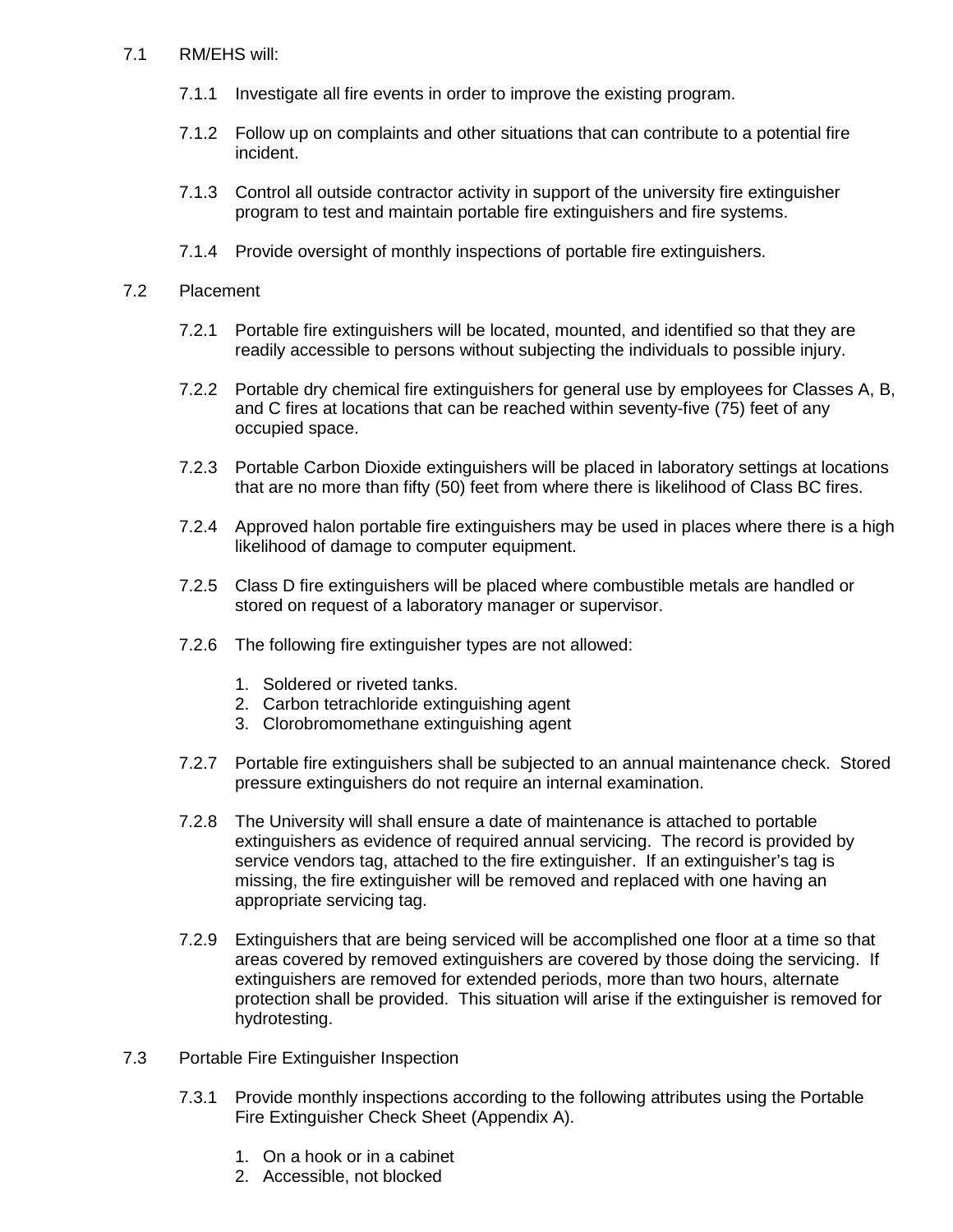7.1 RM/EHS will:

7.1.1 Investigate all fire events in order to improve the existing program.

7.1.2 Follow up on complaints and other situations that can contribute to a potential fire incident.

7.1.3 Control all outside contractor activity in support of the university fire extinguisher program to test and maintain portable fire extinguishers and fire systems.

7.1.4 Provide oversight of monthly inspections of portable fire extinguishers.

7.2 Placement

7.2.1 Portable fire extinguishers will be located, mounted, and identified so that they are readily accessible to persons without subjecting the individuals to possible injury.

7.2.2 Portable dry chemical fire extinguishers for general use by employees for Classes A, B, and C fires at locations that can be reached within seventy-five (75) feet of any occupied space.

7.2.3 Portable Carbon Dioxide extinguishers will be placed in laboratory settings at locations that are no more than fifty (50) feet from where there is likelihood of Class BC fires.

7.2.4 Approved halon portable fire extinguishers may be used in places where there is a high likelihood of damage to computer equipment.

7.2.5 Class D fire extinguishers will be placed where combustible metals are handled or stored on request of a laboratory manager or supervisor.

7.2.6 The following fire extinguisher types are not allowed:

1. Soldered or riveted tanks.
2. Carbon tetrachloride extinguishing agent
3. Clorobromomethane extinguishing agent

7.2.7 Portable fire extinguishers shall be subjected to an annual maintenance check. Stored pressure extinguishers do not require an internal examination.

7.2.8 The University will shall ensure a date of maintenance is attached to portable extinguishers as evidence of required annual servicing. The record is provided by service vendors tag, attached to the fire extinguisher. If an extinguisher's tag is missing, the fire extinguisher will be removed and replaced with one having an appropriate servicing tag.

7.2.9 Extinguishers that are being serviced will be accomplished one floor at a time so that areas covered by removed extinguishers are covered by those doing the servicing. If extinguishers are removed for extended periods, more than two hours, alternate protection shall be provided. This situation will arise if the extinguisher is removed for hydrotesting.

7.3 Portable Fire Extinguisher Inspection

7.3.1 Provide monthly inspections according to the following attributes using the Portable Fire Extinguisher Check Sheet (Appendix A).

1. On a hook or in a cabinet
2. Accessible, not blocked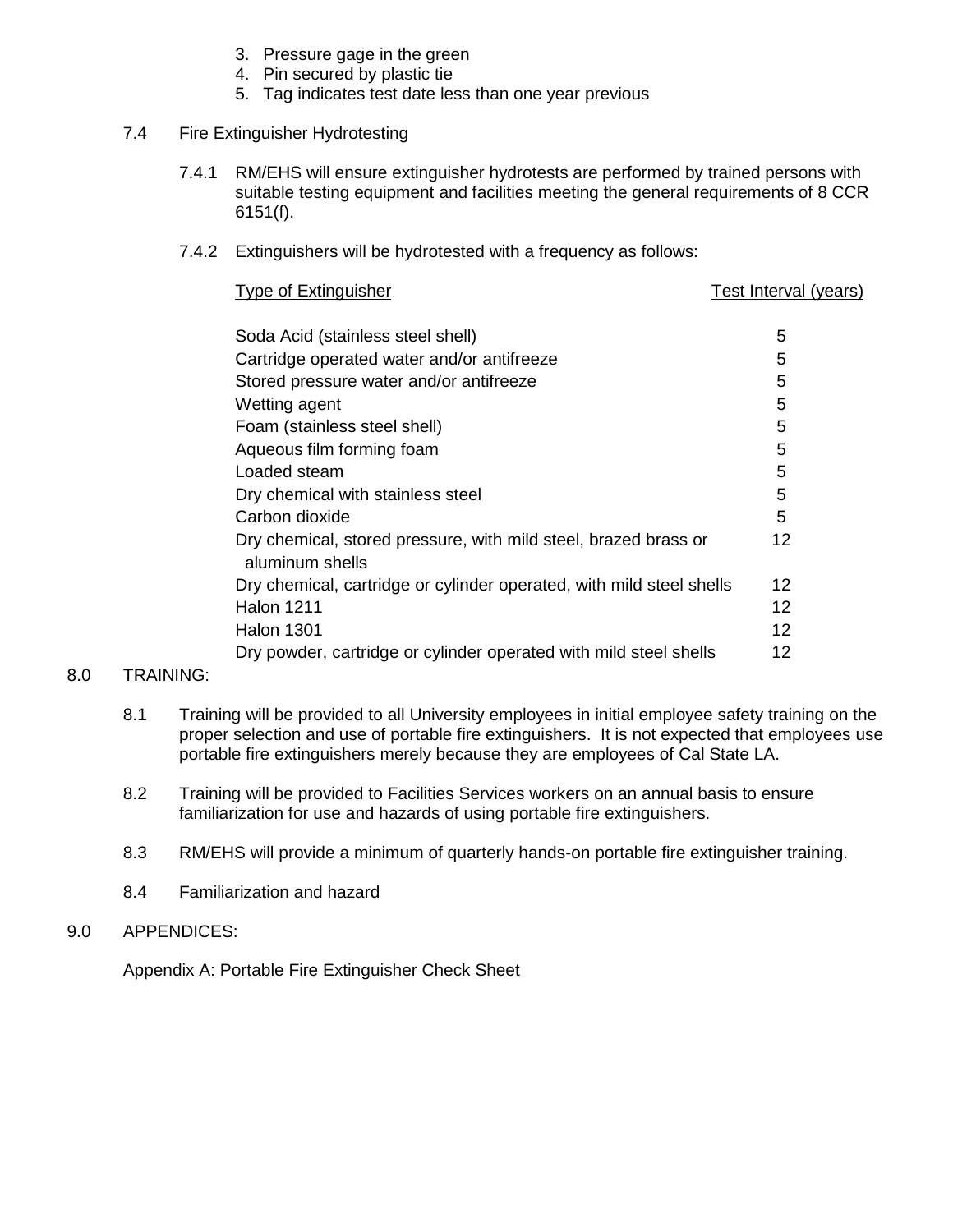3. Pressure gage in the green
4. Pin secured by plastic tie
5. Tag indicates test date less than one year previous

7.4 Fire Extinguisher Hydrotesting

7.4.1 RM/EHS will ensure extinguisher hydrotests are performed by trained persons with suitable testing equipment and facilities meeting the general requirements of 8 CCR 6151(f).

7.4.2 Extinguishers will be hydrotested with a frequency as follows:

| Type of Extinguisher | Test Interval (years) |
|---|---|
| Soda Acid (stainless steel shell) | 5 |
| Cartridge operated water and/or antifreeze | 5 |
| Stored pressure water and/or antifreeze | 5 |
| Wetting agent | 5 |
| Foam (stainless steel shell) | 5 |
| Aqueous film forming foam | 5 |
| Loaded steam | 5 |
| Dry chemical with stainless steel | 5 |
| Carbon dioxide | 5 |
| Dry chemical, stored pressure, with mild steel, brazed brass or aluminum shells | 12 |
| Dry chemical, cartridge or cylinder operated, with mild steel shells | 12 |
| Halon 1211 | 12 |
| Halon 1301 | 12 |
| Dry powder, cartridge or cylinder operated with mild steel shells | 12 |

## 8.0 TRAINING:

8.1 Training will be provided to all University employees in initial employee safety training on the proper selection and use of portable fire extinguishers. It is not expected that employees use portable fire extinguishers merely because they are employees of Cal State LA.

8.2 Training will be provided to Facilities Services workers on an annual basis to ensure familiarization for use and hazards of using portable fire extinguishers.

8.3 RM/EHS will provide a minimum of quarterly hands-on portable fire extinguisher training.

8.4 Familiarization and hazard

## 9.0 APPENDICES:

Appendix A: Portable Fire Extinguisher Check Sheet